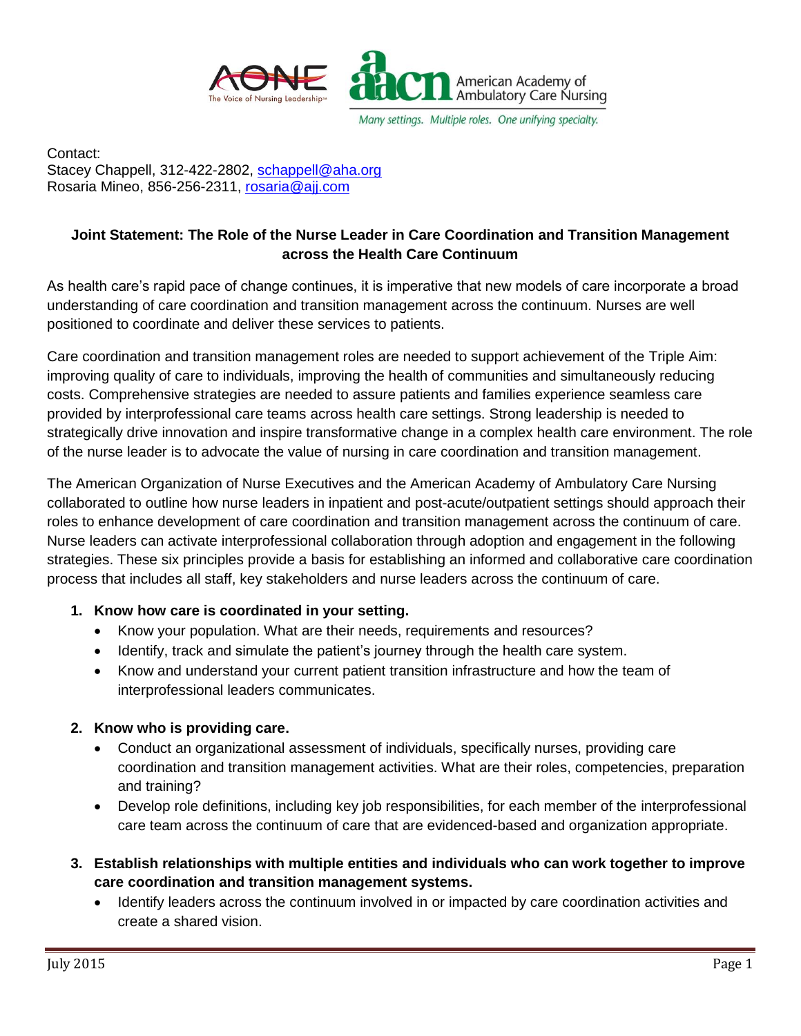Contact:
Stacey Chappell, 312-422-2802, schappell@aha.org
Rosaria Mineo, 856-256-2311, rosaria@ajj.com

**Joint Statement: The Role of the Nurse Leader in Care Coordination and Transition Management across the Health Care Continuum**

As health care's rapid pace of change continues, it is imperative that new models of care incorporate a broad understanding of care coordination and transition management across the continuum. Nurses are well positioned to coordinate and deliver these services to patients.

Care coordination and transition management roles are needed to support achievement of the Triple Aim: improving quality of care to individuals, improving the health of communities and simultaneously reducing costs. Comprehensive strategies are needed to assure patients and families experience seamless care provided by interprofessional care teams across health care settings. Strong leadership is needed to strategically drive innovation and inspire transformative change in a complex health care environment. The role of the nurse leader is to advocate the value of nursing in care coordination and transition management.

The American Organization of Nurse Executives and the American Academy of Ambulatory Care Nursing collaborated to outline how nurse leaders in inpatient and post-acute/outpatient settings should approach their roles to enhance development of care coordination and transition management across the continuum of care. Nurse leaders can activate interprofessional collaboration through adoption and engagement in the following strategies. These six principles provide a basis for establishing an informed and collaborative care coordination process that includes all staff, key stakeholders and nurse leaders across the continuum of care.

1. **Know how care is coordinated in your setting.**
   - Know your population. What are their needs, requirements and resources?
   - Identify, track and simulate the patient's journey through the health care system.
   - Know and understand your current patient transition infrastructure and how the team of interprofessional leaders communicates.

2. **Know who is providing care.**
   - Conduct an organizational assessment of individuals, specifically nurses, providing care coordination and transition management activities. What are their roles, competencies, preparation and training?
   - Develop role definitions, including key job responsibilities, for each member of the interprofessional care team across the continuum of care that are evidenced-based and organization appropriate.

3. **Establish relationships with multiple entities and individuals who can work together to improve care coordination and transition management systems.**
   - Identify leaders across the continuum involved in or impacted by care coordination activities and create a shared vision.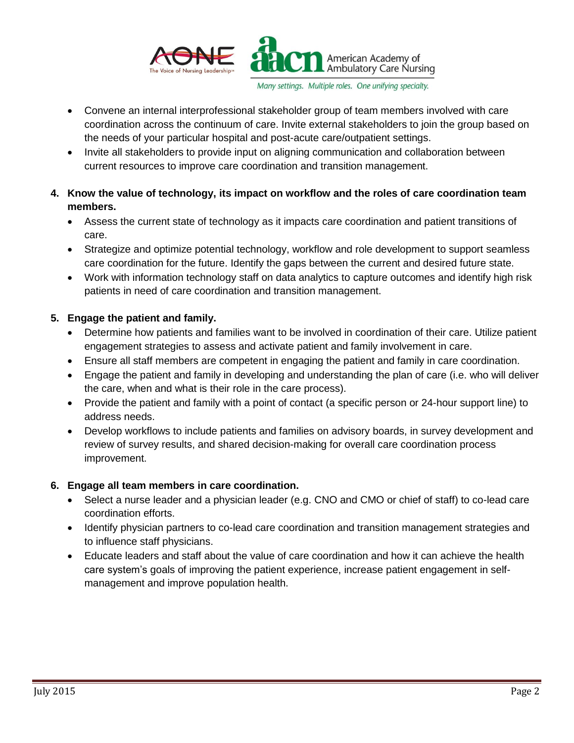- Convene an internal interprofessional stakeholder group of team members involved with care coordination across the continuum of care. Invite external stakeholders to join the group based on the needs of your particular hospital and post-acute care/outpatient settings.
- Invite all stakeholders to provide input on aligning communication and collaboration between current resources to improve care coordination and transition management.

4. **Know the value of technology, its impact on workflow and the roles of care coordination team members.**
   - Assess the current state of technology as it impacts care coordination and patient transitions of care.
   - Strategize and optimize potential technology, workflow and role development to support seamless care coordination for the future. Identify the gaps between the current and desired future state.
   - Work with information technology staff on data analytics to capture outcomes and identify high risk patients in need of care coordination and transition management.

5. **Engage the patient and family.**
   - Determine how patients and families want to be involved in coordination of their care. Utilize patient engagement strategies to assess and activate patient and family involvement in care.
   - Ensure all staff members are competent in engaging the patient and family in care coordination.
   - Engage the patient and family in developing and understanding the plan of care (i.e. who will deliver the care, when and what is their role in the care process).
   - Provide the patient and family with a point of contact (a specific person or 24-hour support line) to address needs.
   - Develop workflows to include patients and families on advisory boards, in survey development and review of survey results, and shared decision-making for overall care coordination process improvement.

6. **Engage all team members in care coordination.**
   - Select a nurse leader and a physician leader (e.g. CNO and CMO or chief of staff) to co-lead care coordination efforts.
   - Identify physician partners to co-lead care coordination and transition management strategies and to influence staff physicians.
   - Educate leaders and staff about the value of care coordination and how it can achieve the health care system's goals of improving the patient experience, increase patient engagement in self-management and improve population health.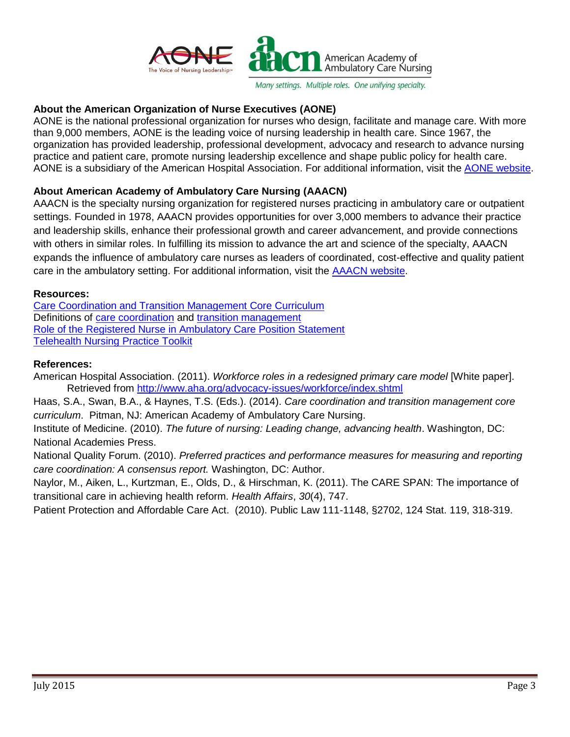### About the American Organization of Nurse Executives (AONE)

AONE is the national professional organization for nurses who design, facilitate and manage care. With more than 9,000 members, AONE is the leading voice of nursing leadership in health care. Since 1967, the organization has provided leadership, professional development, advocacy and research to advance nursing practice and patient care, promote nursing leadership excellence and shape public policy for health care. AONE is a subsidiary of the American Hospital Association. For additional information, visit the AONE website.

### About American Academy of Ambulatory Care Nursing (AAACN)

AAACN is the specialty nursing organization for registered nurses practicing in ambulatory care or outpatient settings. Founded in 1978, AAACN provides opportunities for over 3,000 members to advance their practice and leadership skills, enhance their professional growth and career advancement, and provide connections with others in similar roles. In fulfilling its mission to advance the art and science of the specialty, AAACN expands the influence of ambulatory care nurses as leaders of coordinated, cost-effective and quality patient care in the ambulatory setting. For additional information, visit the AAACN website.

### Resources:

Care Coordination and Transition Management Core Curriculum
Definitions of care coordination and transition management
Role of the Registered Nurse in Ambulatory Care Position Statement
Telehealth Nursing Practice Toolkit

### References:

American Hospital Association. (2011). *Workforce roles in a redesigned primary care model* [White paper]. Retrieved from http://www.aha.org/advocacy-issues/workforce/index.shtml

Haas, S.A., Swan, B.A., & Haynes, T.S. (Eds.). (2014). *Care coordination and transition management core curriculum*. Pitman, NJ: American Academy of Ambulatory Care Nursing.

Institute of Medicine. (2010). *The future of nursing: Leading change, advancing health*. Washington, DC: National Academies Press.

National Quality Forum. (2010). *Preferred practices and performance measures for measuring and reporting care coordination: A consensus report.* Washington, DC: Author.

Naylor, M., Aiken, L., Kurtzman, E., Olds, D., & Hirschman, K. (2011). The CARE SPAN: The importance of transitional care in achieving health reform. *Health Affairs*, *30*(4), 747.

Patient Protection and Affordable Care Act. (2010). Public Law 111-1148, §2702, 124 Stat. 119, 318-319.